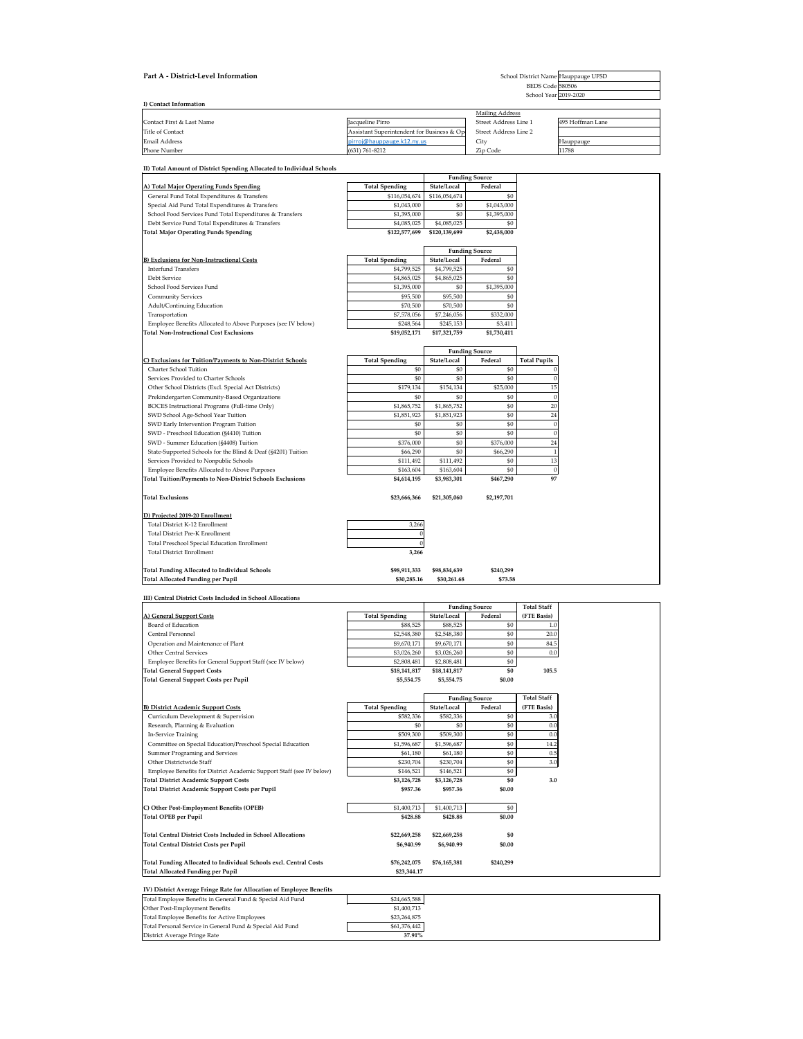## Part A - District-Level Information

| | |
|---|---|
| School District Name | Hauppauge UFSD |
| BEDS Code | 580506 |
| School Year | 2019-2020 |

### I) Contact Information

| | | Mailing Address | |
|---|---|---|---|
| Contact First & Last Name | Jacqueline Pirro | Street Address Line 1 | 495 Hoffman Lane |
| Title of Contact | Assistant Superintendent for Business & Op | Street Address Line 2 | |
| Email Address | pirroj@hauppauge.k12.ny.us | City | Hauppauge |
| Phone Number | (631) 761-8212 | Zip Code | 11788 |

### II) Total Amount of District Spending Allocated to Individual Schools

| A) Total Major Operating Funds Spending | Total Spending | Funding Source: State/Local | Funding Source: Federal |
|---|---|---|---|
| General Fund Total Expenditures & Transfers | $116,054,674 | $116,054,674 | $0 |
| Special Aid Fund Total Expenditures & Transfers | $1,043,000 | $0 | $1,043,000 |
| School Food Services Fund Total Expenditures & Transfers | $1,395,000 | $0 | $1,395,000 |
| Debt Service Fund Total Expenditures & Transfers | $4,085,025 | $4,085,025 | $0 |
| **Total Major Operating Funds Spending** | **$122,577,699** | **$120,139,699** | **$2,438,000** |

| B) Exclusions for Non-Instructional Costs | Total Spending | Funding Source: State/Local | Funding Source: Federal |
|---|---|---|---|
| Interfund Transfers | $4,799,525 | $4,799,525 | $0 |
| Debt Service | $4,865,025 | $4,865,025 | $0 |
| School Food Services Fund | $1,395,000 | $0 | $1,395,000 |
| Community Services | $95,500 | $95,500 | $0 |
| Adult/Continuing Education | $70,500 | $70,500 | $0 |
| Transportation | $7,578,056 | $7,246,056 | $332,000 |
| Employee Benefits Allocated to Above Purposes (see IV below) | $248,564 | $245,153 | $3,411 |
| **Total Non-Instructional Cost Exclusions** | **$19,052,171** | **$17,321,759** | **$1,730,411** |

| C) Exclusions for Tuition/Payments to Non-District Schools | Total Spending | Funding Source: State/Local | Funding Source: Federal | Total Pupils |
|---|---|---|---|---|
| Charter School Tuition | $0 | $0 | $0 | 0 |
| Services Provided to Charter Schools | $0 | $0 | $0 | 0 |
| Other School Districts (Excl. Special Act Districts) | $179,134 | $154,134 | $25,000 | 15 |
| Prekindergarten Community-Based Organizations | $0 | $0 | $0 | 0 |
| BOCES Instructional Programs (Full-time Only) | $1,865,752 | $1,865,752 | $0 | 20 |
| SWD School Age-School Year Tuition | $1,851,923 | $1,851,923 | $0 | 24 |
| SWD Early Intervention Program Tuition | $0 | $0 | $0 | 0 |
| SWD - Preschool Education (§4410) Tuition | $0 | $0 | $0 | 0 |
| SWD - Summer Education (§4408) Tuition | $376,000 | $0 | $376,000 | 24 |
| State-Supported Schools for the Blind & Deaf (§4201) Tuition | $66,290 | $0 | $66,290 | 1 |
| Services Provided to Nonpublic Schools | $111,492 | $111,492 | $0 | 13 |
| Employee Benefits Allocated to Above Purposes | $163,604 | $163,604 | $0 | 0 |
| **Total Tuition/Payments to Non-District Schools Exclusions** | **$4,614,195** | **$3,983,301** | **$467,290** | **97** |
| | | | | |
| **Total Exclusions** | **$23,666,366** | **$21,305,060** | **$2,197,701** | |

| D) Projected 2019-20 Enrollment | | | |
|---|---|---|---|
| Total District K-12 Enrollment | 3,266 | | |
| Total District Pre-K Enrollment | 0 | | |
| Total Preschool Special Education Enrollment | 0 | | |
| Total District Enrollment | **3,266** | | |
| | | | |
| **Total Funding Allocated to Individual Schools** | **$98,911,333** | **$98,834,639** | **$240,299** |
| **Total Allocated Funding per Pupil** | **$30,285.16** | **$30,261.68** | **$73.58** |

### III) Central District Costs Included in School Allocations

| A) General Support Costs | Total Spending | Funding Source: State/Local | Funding Source: Federal | Total Staff (FTE Basis) |
|---|---|---|---|---|
| Board of Education | $88,525 | $88,525 | $0 | 1.0 |
| Central Personnel | $2,548,380 | $2,548,380 | $0 | 20.0 |
| Operation and Maintenance of Plant | $9,670,171 | $9,670,171 | $0 | 84.5 |
| Other Central Services | $3,026,260 | $3,026,260 | $0 | 0.0 |
| Employee Benefits for General Support Staff (see IV below) | $2,808,481 | $2,808,481 | $0 | |
| **Total General Support Costs** | **$18,141,817** | **$18,141,817** | **$0** | **105.5** |
| **Total General Support Costs per Pupil** | **$5,554.75** | **$5,554.75** | **$0.00** | |

| B) District Academic Support Costs | Total Spending | Funding Source: State/Local | Funding Source: Federal | Total Staff (FTE Basis) |
|---|---|---|---|---|
| Curriculum Development & Supervision | $582,336 | $582,336 | $0 | 3.0 |
| Research, Planning & Evaluation | $0 | $0 | $0 | 0.0 |
| In-Service Training | $509,300 | $509,300 | $0 | 0.0 |
| Committee on Special Education/Preschool Special Education | $1,596,687 | $1,596,687 | $0 | 14.2 |
| Summer Programing and Services | $61,180 | $61,180 | $0 | 0.5 |
| Other Districtwide Staff | $230,704 | $230,704 | $0 | 3.0 |
| Employee Benefits for District Academic Support Staff (see IV below) | $146,521 | $146,521 | $0 | |
| **Total District Academic Support Costs** | **$3,126,728** | **$3,126,728** | **$0** | **3.0** |
| **Total District Academic Support Costs per Pupil** | **$957.36** | **$957.36** | **$0.00** | |

| C) Other Post-Employment Benefits (OPEB) | $1,400,713 | $1,400,713 | $0 |
|---|---|---|---|
| **Total OPEB per Pupil** | **$428.88** | **$428.88** | **$0.00** |
| | | | |
| **Total Central District Costs Included in School Allocations** | **$22,669,258** | **$22,669,258** | **$0** |
| **Total Central District Costs per Pupil** | **$6,940.99** | **$6,940.99** | **$0.00** |
| | | | |
| **Total Funding Allocated to Individual Schools excl. Central Costs** | **$76,242,075** | **$76,165,381** | **$240,299** |
| **Total Allocated Funding per Pupil** | **$23,344.17** | | |

### IV) District Average Fringe Rate for Allocation of Employee Benefits

| | |
|---|---|
| Total Employee Benefits in General Fund & Special Aid Fund | $24,665,588 |
| Other Post-Employment Benefits | $1,400,713 |
| Total Employee Benefits for Active Employees | $23,264,875 |
| Total Personal Service in General Fund & Special Aid Fund | $61,376,442 |
| District Average Fringe Rate | **37.91%** |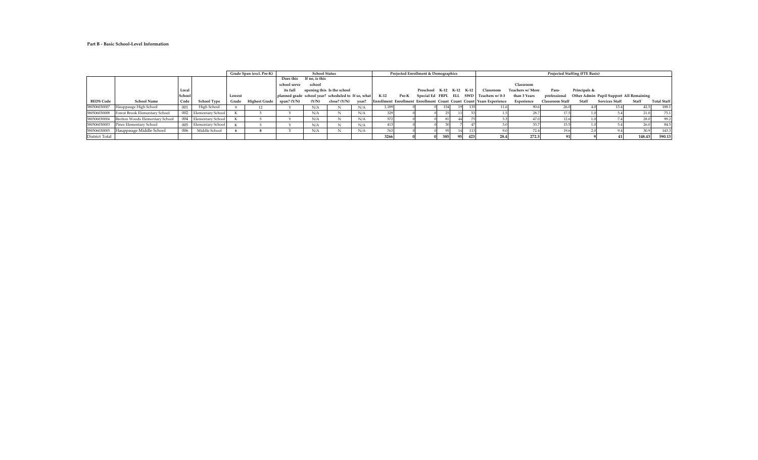**Part B - Basic School-Level Information**

| | | | | Grade Span (excl. Pre-K) | | School Status | | | | Projected Enrollment & Demographics | | | | | | | Projected Staffing (FTE Basis) | | | | | | | |
|---|---|---|---|---|---|---|---|---|---|---|---|---|---|---|---|---|---|---|---|---|---|---|---|---|
| BEDS Code | School Name | Local School Code | School Type | Lowest Grade | Highest Grade | Does this school serve its full planned grade span? (Y/N) | If no, is this school opening this school year? (Y/N) | Is the school scheduled to close? (Y/N) | If so, what year? | K-12 Enrollment | Pre-K Enrollment | Preschool Special Ed Enrollment | K-12 FRPL Count | K-12 ELL Count | K-12 SWD Count | Classroom Teachers w/ 0-3 Years Experience | Classroom Teachers w/ More than 3 Years Experience | Para-professional Classroom Staff | Principals & Other Admin Staff | Pupil Support Services Staff | All Remaining Staff | Total Staff |
| 580506030007 | Hauppauge High School | 001 | High School | 9 | 12 | Y | N/A | N | N/A | 1,189 | 0 | 0 | 154 | 19 | 135 | 11.6 | 90.6 | 26.0 | 4.0 | 13.4 | 42.5 | 188.1 |
| 580506030008 | Forest Brook Elementary School | 002 | Elementary School | K | 5 | Y | N/A | N | N/A | 329 | 0 | 0 | 25 | 11 | 53 | 1.5 | 28.7 | 17.5 | 1.0 | 5.4 | 21.0 | 75.1 |
| 580506030004 | Bretton Woods Elementary School | 004 | Elementary School | K | 5 | Y | N/A | N | N/A | 572 | 0 | 0 | 81 | 44 | 75 | 3.3 | 47.0 | 12.6 | 1.0 | 7.4 | 28.0 | 99.2 |
| 580506030003 | Pines Elementary School | 005 | Elementary School | K | 5 | Y | N/A | N | N/A | 413 | 0 | 0 | 30 | 7 | 47 | 3.0 | 33.7 | 15.5 | 1.0 | 5.4 | 26.0 | 84.5 |
| 580506030005 | Hauppauge Middle School | 006 | Middle School | 6 | 8 | Y | N/A | N | N/A | 763 | 0 | 0 | 95 | 14 | 113 | 9.0 | 72.4 | 19.6 | 2.0 | 9.4 | 30.9 | 143.3 |
| District Total | | | | | | | | | | 3266 | 0 | 0 | 385 | 95 | 423 | 28.4 | 272.3 | 91 | 9 | 41 | 148.43 | 590.13 |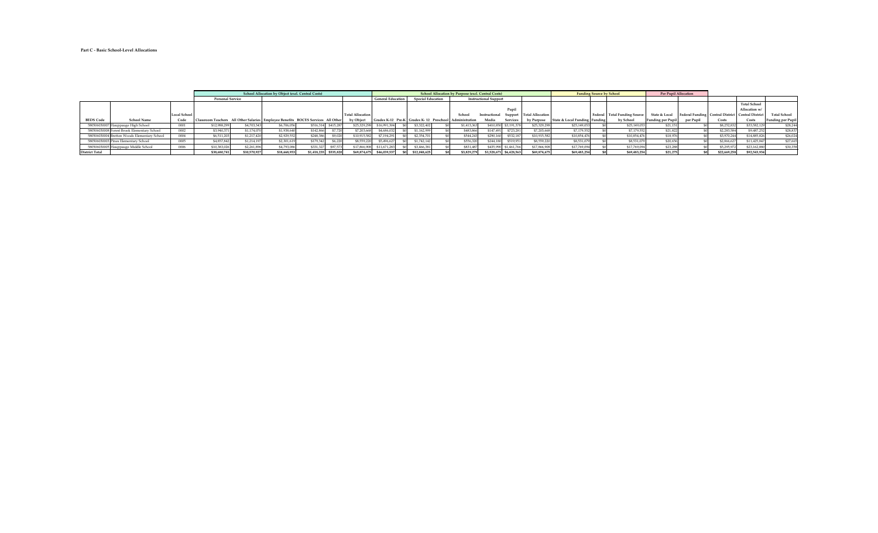**Part C - Basic School-Level Allocations**

| | | | School Allocation by Object (excl. Central Costs) | | | | | | School Allocation by Purpose (excl. Central Costs) | | | | | | | | | Funding Source by School | | | Per Pupil Allocation | | | | |
|---|---|---|---|---|---|---|---|---|---|---|---|---|---|---|---|---|---|---|---|---|---|---|---|---|---|
| | | | Personal Service | | | | | | General Education | | Special Education | | | Instructional Support | | | | | | | | | | | |
| BEDS Code | School Name | Local School Code | Classroom Teachers | All Other Salaries | Employee Benefits | BOCES Services | All Other | Total Allocation by Object | Grades K-12 | Pre-K | Grades K-12 | Preschool | School Administration | Instructional Media | Pupil Support Services | Total Allocation by Purpose | State & Local Funding | Federal Funding | Total Funding Source by School | State & Local Funding per Pupil | Federal Funding per Pupil | Central District Costs | Total School Allocation w/ Central District Costs | Total School Funding per Pupil |
| 580506030007 | Hauppauge High School | 0001 | $12,988,299 | $4,703,343 | $6,706,056 | $516,314 | $415,287 | $25,329,298 | $16,991,304 | $0 | $3,322,402 | $0 | $1,413,363 | $410,850 | $3,191,378 | $25,329,298 | $25,149,053 | $0 | $25,149,053 | $21,151 | $0 | $8,252,832 | $33,582,129 | $28,244 |
| 580506030008 | Forest Brook Elementary School | 0002 | $3,940,371 | $1,174,070 | $1,938,640 | $142,866 | $7,720 | $7,203,668 | $4,686,032 | $0 | $1,162,999 | $0 | $483,866 | $147,491 | $723,281 | $7,203,668 | $7,179,552 | $0 | $7,179,552 | $21,822 | $0 | $2,283,584 | $9,487,252 | $28,837 |
| 580506030004 | Bretton Woods Elementary School | 0004 | $6,511,203 | $1,217,420 | $2,929,552 | $248,386 | $9,020 | $10,915,582 | $7,194,291 | $0 | $2,354,701 | $0 | $544,243 | $290,160 | $532,187 | $10,915,582 | $10,854,476 | $0 | $10,854,476 | $18,976 | $0 | $3,970,244 | $14,885,826 | $26,024 |
| 580506030003 | Pines Elementary School | 0005 | $4,857,842 | $1,214,197 | $2,301,619 | $179,342 | $6,220 | $8,559,220 | $5,496,627 | $0 | $1,742,142 | $0 | $556,320 | $244,180 | $519,951 | $8,559,220 | $8,531,079 | $0 | $8,531,079 | $20,656 | $0 | $2,866,627 | $11,425,847 | $27,665 |
| 580506030005 | Hauppauge Middle School | 0006 | $10,383,026 | $2,261,896 | $4,793,086 | $331,327 | $97,573 | $17,866,908 | $11,671,283 | $0 | $3,466,381 | $0 | $831,487 | $435,990 | $1,461,766 | $17,866,908 | $17,769,094 | $0 | $17,769,094 | $23,288 | $0 | $5,295,972 | $23,162,880 | $30,358 |
| **District Total** | | | **$38,680,741** | **$10,570,927** | **$18,668,953** | **$1,418,235** | **$535,820** | **$69,874,675** | **$46,039,537** | **$0** | **$12,048,625** | **$0** | **$3,829,279** | **$1,528,671** | **$6,428,563** | **$69,874,675** | **$69,483,254** | **$0** | **$69,483,254** | **$21,275** | | **$22,669,258** | **$92,543,934** | |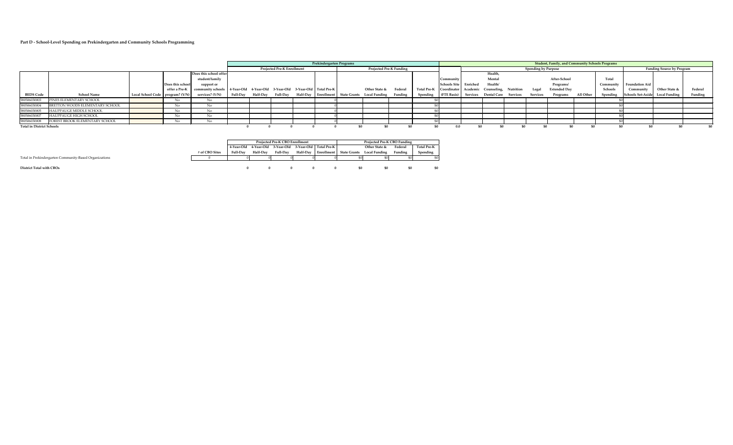**Part D - School-Level Spending on Prekindergarten and Community Schools Programming**

| | | | | | Prekindergarten Programs | | | | | | | | | | Student, Family, and Community Schools Programs | | | | | | | | | | | |
|---|---|---|---|---|---|---|---|---|---|---|---|---|---|---|---|---|---|---|---|---|---|---|---|---|---|---|
| | | | | | Projected Pre-K Enrollment | | | | | Projected Pre-K Funding | | | | | | Spending by Purpose | | | | | | | | Funding Source by Program | | |
| **BEDS Code** | **School Name** | **Local School Code** | **Does this school offer a Pre-K program? (Y/N)** | **Does this school offer student/family support or community schools services? (Y/N)** | **4-Year-Old Full-Day** | **4-Year-Old Half-Day** | **3-Year-Old Full-Day** | **3-Year-Old Half-Day** | **Total Pre-K Enrollment** | **State Grants** | **Other State & Local Funding** | **Federal Funding** | **Total Pre-K Spending** | **Community Schools Site Coordinator (FTE Basis)** | **Enriched Academic Services** | **Health, Mental Health/ Counseling, Dental Care** | **Nutrition Services** | **Legal Services** | **After-School Programs/ Extended Day Programs** | **All Other** | **Total Community Schools Spending** | **Foundation Aid Community Schools Set-Aside** | **Other State & Local Funding** | **Federal Funding** |
| 580506030003 | PINES ELEMENTARY SCHOOL | | No | No | | | | | 0 | | | | $0 | | | | | | | | $0 | | | |
| 580506030004 | BRETTON WOODS ELEMENTARY SCHOOL | | No | No | | | | | 0 | | | | $0 | | | | | | | | $0 | | | |
| 580506030005 | HAUPPAUGE MIDDLE SCHOOL | | No | No | | | | | 0 | | | | $0 | | | | | | | | $0 | | | |
| 580506030007 | HAUPPAUGE HIGH SCHOOL | | No | No | | | | | 0 | | | | $0 | | | | | | | | $0 | | | |
| 580506030008 | FOREST BROOK ELEMENTARY SCHOOL | | No | No | | | | | 0 | | | | $0 | | | | | | | | $0 | | | |
| **Total in District Schools** | | | | | 0 | 0 | 0 | 0 | 0 | $0 | $0 | $0 | $0 | 0.0 | $0 | $0 | $0 | $0 | $0 | $0 | $0 | $0 | $0 | $0 |

| | | Projected Pre-K CBO Enrollment | | | | | Projected Pre-K CBO Funding | | | |
|---|---|---|---|---|---|---|---|---|---|---|
| | **# of CBO Sites** | **4-Year-Old Full-Day** | **4-Year-Old Half-Day** | **3-Year-Old Full-Day** | **3-Year-Old Half-Day** | **Total Pre-K Enrollment** | **State Grants** | **Other State & Local Funding** | **Federal Funding** | **Total Pre-K Spending** |
| Total in Prekindergarten Community-Based Organizations | 0 | 0 | 0 | 0 | 0 | 0 | $0 | $0 | $0 | $0 |
| **District Total with CBOs** | | 0 | 0 | 0 | 0 | 0 | $0 | $0 | $0 | $0 |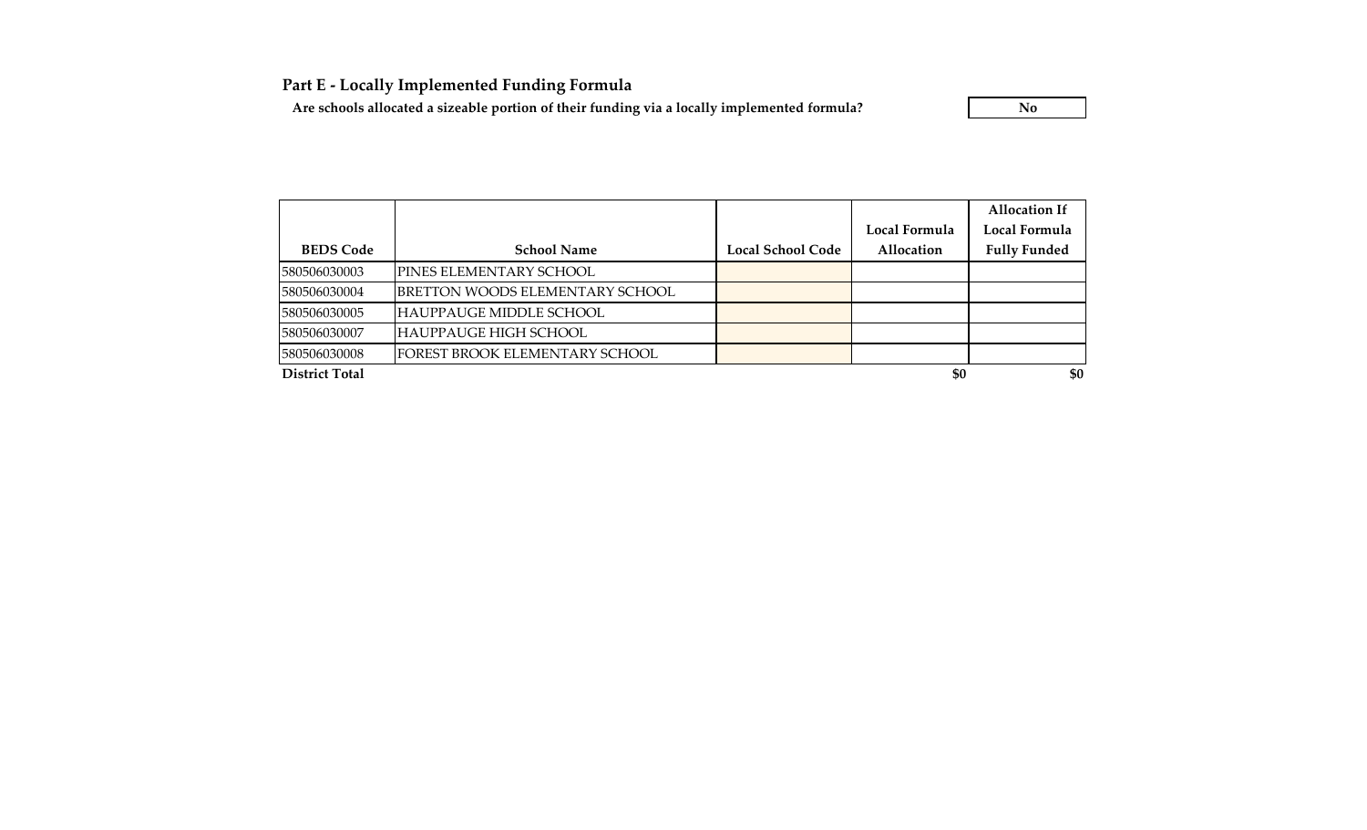## Part E - Locally Implemented Funding Formula

**Are schools allocated a sizeable portion of their funding via a locally implemented formula?** No

| BEDS Code | School Name | Local School Code | Local Formula Allocation | Allocation If Local Formula Fully Funded |
|---|---|---|---|---|
| 580506030003 | PINES ELEMENTARY SCHOOL | | | |
| 580506030004 | BRETTON WOODS ELEMENTARY SCHOOL | | | |
| 580506030005 | HAUPPAUGE MIDDLE SCHOOL | | | |
| 580506030007 | HAUPPAUGE HIGH SCHOOL | | | |
| 580506030008 | FOREST BROOK ELEMENTARY SCHOOL | | | |
| **District Total** | | | **$0** | **$0** |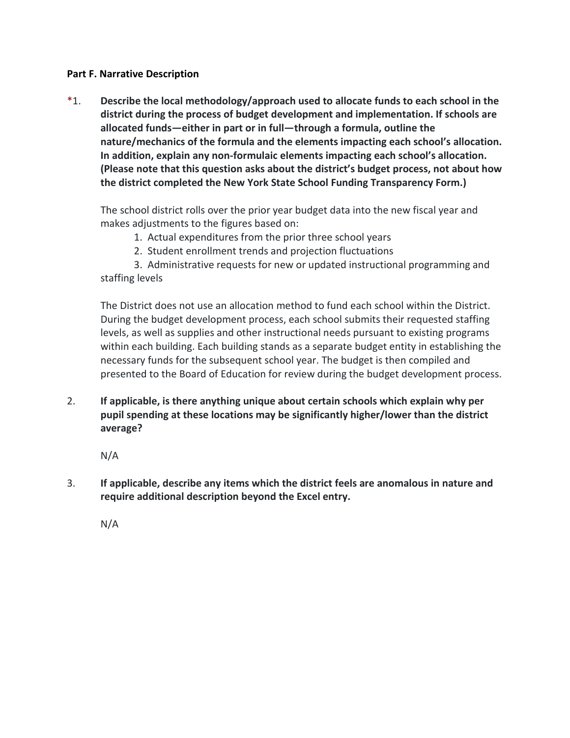**Part F. Narrative Description**

*1. **Describe the local methodology/approach used to allocate funds to each school in the district during the process of budget development and implementation. If schools are allocated funds—either in part or in full—through a formula, outline the nature/mechanics of the formula and the elements impacting each school's allocation. In addition, explain any non-formulaic elements impacting each school's allocation. (Please note that this question asks about the district's budget process, not about how the district completed the New York State School Funding Transparency Form.)**

The school district rolls over the prior year budget data into the new fiscal year and makes adjustments to the figures based on:

1. Actual expenditures from the prior three school years
2. Student enrollment trends and projection fluctuations
3. Administrative requests for new or updated instructional programming and staffing levels

The District does not use an allocation method to fund each school within the District. During the budget development process, each school submits their requested staffing levels, as well as supplies and other instructional needs pursuant to existing programs within each building. Each building stands as a separate budget entity in establishing the necessary funds for the subsequent school year. The budget is then compiled and presented to the Board of Education for review during the budget development process.

2. **If applicable, is there anything unique about certain schools which explain why per pupil spending at these locations may be significantly higher/lower than the district average?**

N/A

3. **If applicable, describe any items which the district feels are anomalous in nature and require additional description beyond the Excel entry.**

N/A